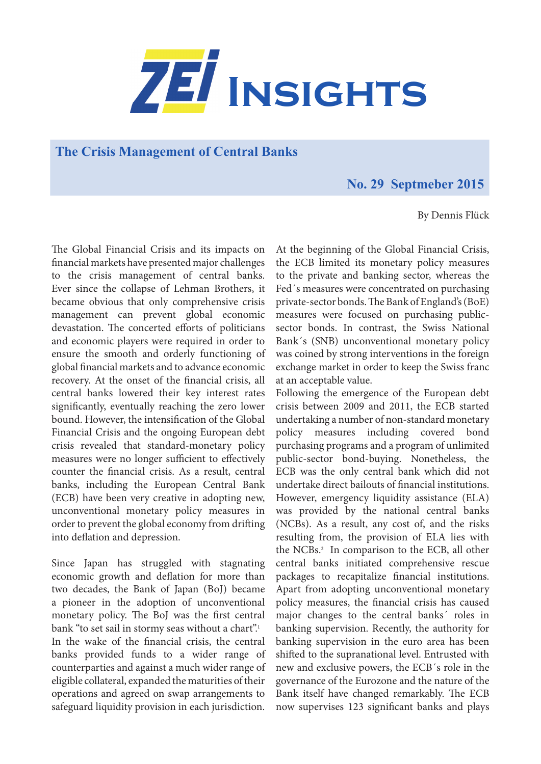# ZEI Insights

## The Crisis Management of Central Banks

**No. 29 Septmeber 2015**

By Dennis Flück

The Global Financial Crisis and its impacts on financial markets have presented major challenges to the crisis management of central banks. Ever since the collapse of Lehman Brothers, it became obvious that only comprehensive crisis management can prevent global economic devastation. The concerted efforts of politicians and economic players were required in order to ensure the smooth and orderly functioning of global financial markets and to advance economic recovery. At the onset of the financial crisis, all central banks lowered their key interest rates significantly, eventually reaching the zero lower bound. However, the intensification of the Global Financial Crisis and the ongoing European debt crisis revealed that standard-monetary policy measures were no longer sufficient to effectively counter the financial crisis. As a result, central banks, including the European Central Bank (ECB) have been very creative in adopting new, unconventional monetary policy measures in order to prevent the global economy from drifting into deflation and depression.

Since Japan has struggled with stagnating economic growth and deflation for more than two decades, the Bank of Japan (BoJ) became a pioneer in the adoption of unconventional monetary policy. The BoJ was the first central bank "to set sail in stormy seas without a chart".[1]
In the wake of the financial crisis, the central banks provided funds to a wider range of counterparties and against a much wider range of eligible collateral, expanded the maturities of their operations and agreed on swap arrangements to safeguard liquidity provision in each jurisdiction. At the beginning of the Global Financial Crisis, the ECB limited its monetary policy measures to the private and banking sector, whereas the Fed´s measures were concentrated on purchasing private-sector bonds. The Bank of England's (BoE) measures were focused on purchasing public-sector bonds. In contrast, the Swiss National Bank´s (SNB) unconventional monetary policy was coined by strong interventions in the foreign exchange market in order to keep the Swiss franc at an acceptable value.
Following the emergence of the European debt crisis between 2009 and 2011, the ECB started undertaking a number of non-standard monetary policy measures including covered bond purchasing programs and a program of unlimited public-sector bond-buying. Nonetheless, the ECB was the only central bank which did not undertake direct bailouts of financial institutions. However, emergency liquidity assistance (ELA) was provided by the national central banks (NCBs). As a result, any cost of, and the risks resulting from, the provision of ELA lies with the NCBs.[2] In comparison to the ECB, all other central banks initiated comprehensive rescue packages to recapitalize financial institutions. Apart from adopting unconventional monetary policy measures, the financial crisis has caused major changes to the central banks´ roles in banking supervision. Recently, the authority for banking supervision in the euro area has been shifted to the supranational level. Entrusted with new and exclusive powers, the ECB´s role in the governance of the Eurozone and the nature of the Bank itself have changed remarkably. The ECB now supervises 123 significant banks and plays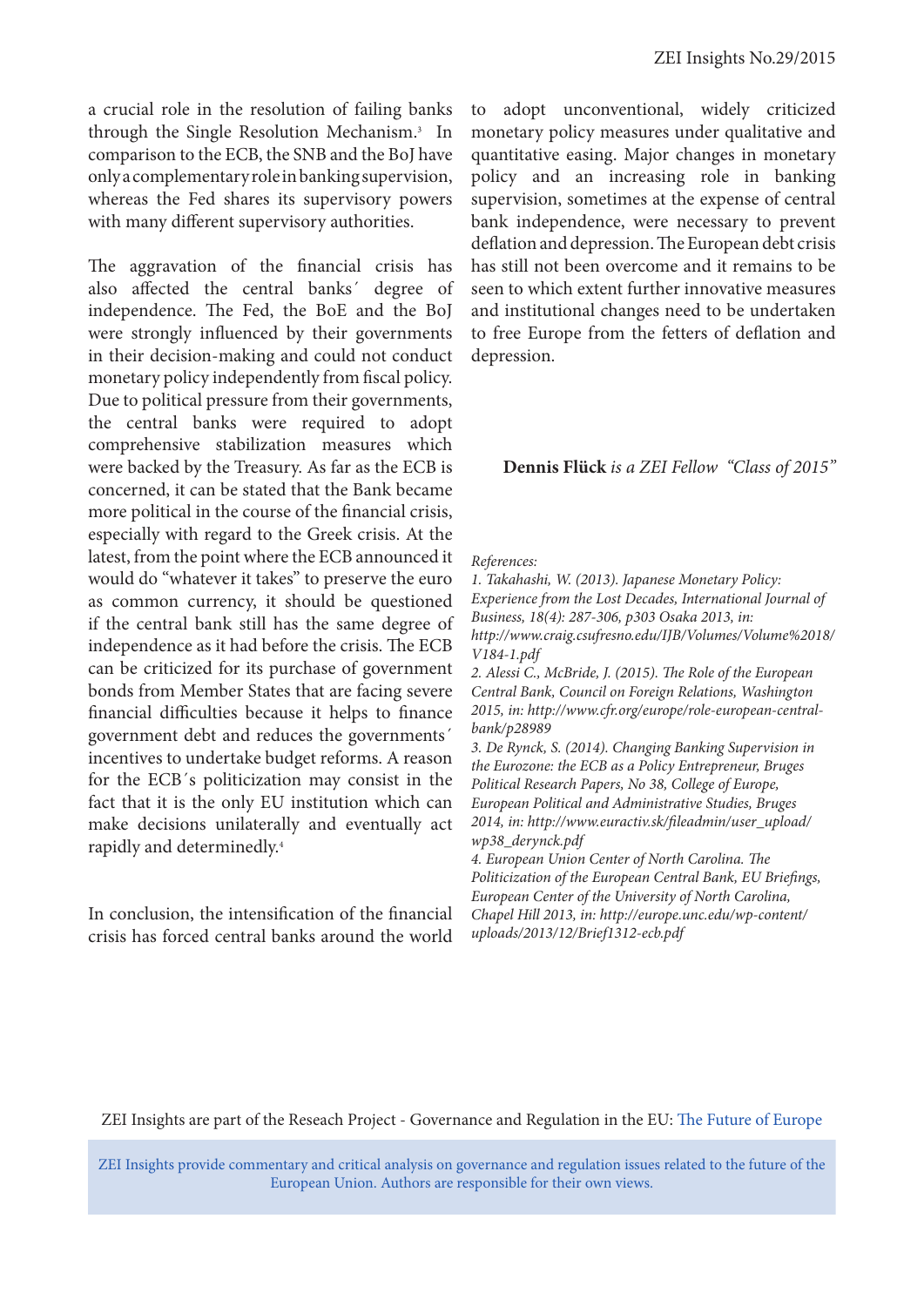a crucial role in the resolution of failing banks through the Single Resolution Mechanism.[3] In comparison to the ECB, the SNB and the BoJ have only a complementary role in banking supervision, whereas the Fed shares its supervisory powers with many different supervisory authorities.

The aggravation of the financial crisis has also affected the central banks´ degree of independence. The Fed, the BoE and the BoJ were strongly influenced by their governments in their decision-making and could not conduct monetary policy independently from fiscal policy. Due to political pressure from their governments, the central banks were required to adopt comprehensive stabilization measures which were backed by the Treasury. As far as the ECB is concerned, it can be stated that the Bank became more political in the course of the financial crisis, especially with regard to the Greek crisis. At the latest, from the point where the ECB announced it would do "whatever it takes" to preserve the euro as common currency, it should be questioned if the central bank still has the same degree of independence as it had before the crisis. The ECB can be criticized for its purchase of government bonds from Member States that are facing severe financial difficulties because it helps to finance government debt and reduces the governments´ incentives to undertake budget reforms. A reason for the ECB´s politicization may consist in the fact that it is the only EU institution which can make decisions unilaterally and eventually act rapidly and determinedly.[4]

In conclusion, the intensification of the financial crisis has forced central banks around the world to adopt unconventional, widely criticized monetary policy measures under qualitative and quantitative easing. Major changes in monetary policy and an increasing role in banking supervision, sometimes at the expense of central bank independence, were necessary to prevent deflation and depression. The European debt crisis has still not been overcome and it remains to be seen to which extent further innovative measures and institutional changes need to be undertaken to free Europe from the fetters of deflation and depression.

**Dennis Flück** *is a ZEI Fellow "Class of 2015"*

*References:*

*1. Takahashi, W. (2013). Japanese Monetary Policy: Experience from the Lost Decades, International Journal of Business, 18(4): 287-306, p303 Osaka 2013, in: http://www.craig.csufresno.edu/IJB/Volumes/Volume%2018/V184-1.pdf*

*2. Alessi C., McBride, J. (2015). The Role of the European Central Bank, Council on Foreign Relations, Washington 2015, in: http://www.cfr.org/europe/role-european-central-bank/p28989*

*3. De Rynck, S. (2014). Changing Banking Supervision in the Eurozone: the ECB as a Policy Entrepreneur, Bruges Political Research Papers, No 38, College of Europe, European Political and Administrative Studies, Bruges 2014, in: http://www.euractiv.sk/fileadmin/user_upload/wp38_derynck.pdf*

*4. European Union Center of North Carolina. The Politicization of the European Central Bank, EU Briefings, European Center of the University of North Carolina, Chapel Hill 2013, in: http://europe.unc.edu/wp-content/uploads/2013/12/Brief1312-ecb.pdf*

ZEI Insights are part of the Reseach Project - Governance and Regulation in the EU: The Future of Europe

ZEI Insights provide commentary and critical analysis on governance and regulation issues related to the future of the European Union. Authors are responsible for their own views.